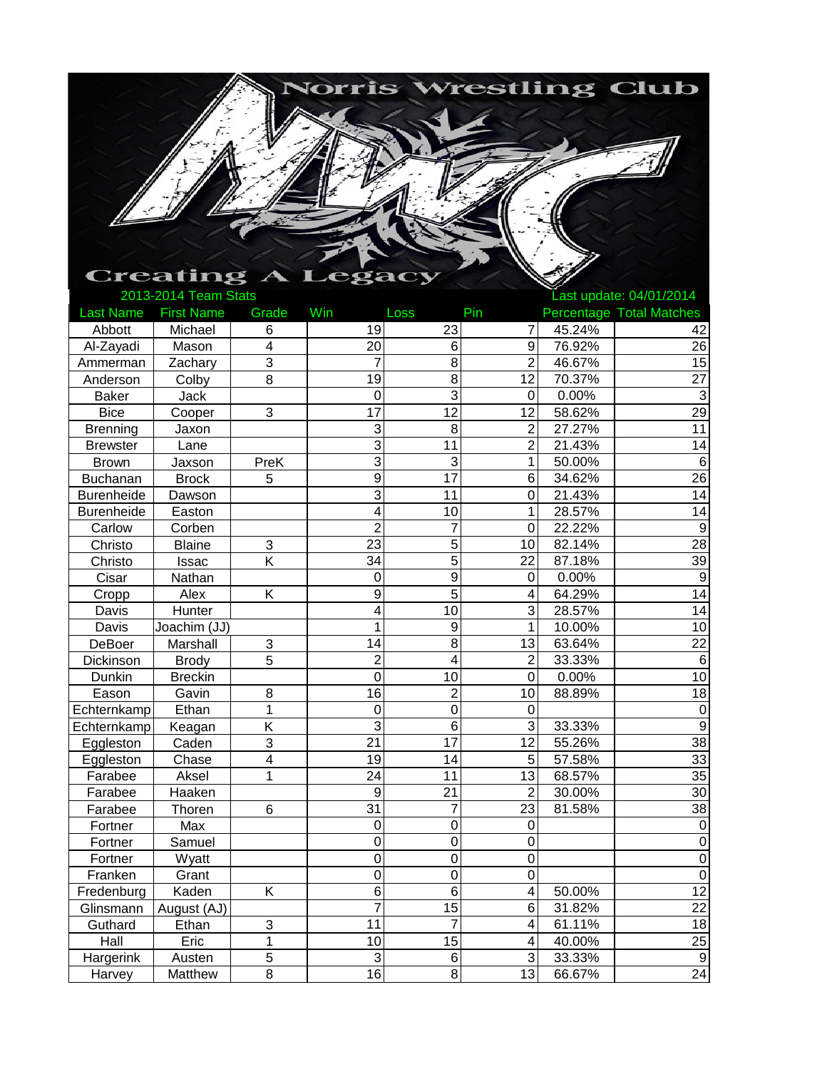# Norris Wrestling Club

## Creating A Legacy

2013-2014 Team Stats

Last update: 04/01/2014

| Last Name | First Name | Grade | Win | Loss | Pin | Percentage | Total Matches |
|---|---|---|---|---|---|---|---|
| Abbott | Michael | 6 | 19 | 23 | 7 | 45.24% | 42 |
| Al-Zayadi | Mason | 4 | 20 | 6 | 9 | 76.92% | 26 |
| Ammerman | Zachary | 3 | 7 | 8 | 2 | 46.67% | 15 |
| Anderson | Colby | 8 | 19 | 8 | 12 | 70.37% | 27 |
| Baker | Jack | | 0 | 3 | 0 | 0.00% | 3 |
| Bice | Cooper | 3 | 17 | 12 | 12 | 58.62% | 29 |
| Brenning | Jaxon | | 3 | 8 | 2 | 27.27% | 11 |
| Brewster | Lane | | 3 | 11 | 2 | 21.43% | 14 |
| Brown | Jaxson | PreK | 3 | 3 | 1 | 50.00% | 6 |
| Buchanan | Brock | 5 | 9 | 17 | 6 | 34.62% | 26 |
| Burenheide | Dawson | | 3 | 11 | 0 | 21.43% | 14 |
| Burenheide | Easton | | 4 | 10 | 1 | 28.57% | 14 |
| Carlow | Corben | | 2 | 7 | 0 | 22.22% | 9 |
| Christo | Blaine | 3 | 23 | 5 | 10 | 82.14% | 28 |
| Christo | Issac | K | 34 | 5 | 22 | 87.18% | 39 |
| Cisar | Nathan | | 0 | 9 | 0 | 0.00% | 9 |
| Cropp | Alex | K | 9 | 5 | 4 | 64.29% | 14 |
| Davis | Hunter | | 4 | 10 | 3 | 28.57% | 14 |
| Davis | Joachim (JJ) | | 1 | 9 | 1 | 10.00% | 10 |
| DeBoer | Marshall | 3 | 14 | 8 | 13 | 63.64% | 22 |
| Dickinson | Brody | 5 | 2 | 4 | 2 | 33.33% | 6 |
| Dunkin | Breckin | | 0 | 10 | 0 | 0.00% | 10 |
| Eason | Gavin | 8 | 16 | 2 | 10 | 88.89% | 18 |
| Echternkamp | Ethan | 1 | 0 | 0 | 0 | | 0 |
| Echternkamp | Keagan | K | 3 | 6 | 3 | 33.33% | 9 |
| Eggleston | Caden | 3 | 21 | 17 | 12 | 55.26% | 38 |
| Eggleston | Chase | 4 | 19 | 14 | 5 | 57.58% | 33 |
| Farabee | Aksel | 1 | 24 | 11 | 13 | 68.57% | 35 |
| Farabee | Haaken | | 9 | 21 | 2 | 30.00% | 30 |
| Farabee | Thoren | 6 | 31 | 7 | 23 | 81.58% | 38 |
| Fortner | Max | | 0 | 0 | 0 | | 0 |
| Fortner | Samuel | | 0 | 0 | 0 | | 0 |
| Fortner | Wyatt | | 0 | 0 | 0 | | 0 |
| Franken | Grant | | 0 | 0 | 0 | | 0 |
| Fredenburg | Kaden | K | 6 | 6 | 4 | 50.00% | 12 |
| Glinsmann | August (AJ) | | 7 | 15 | 6 | 31.82% | 22 |
| Guthard | Ethan | 3 | 11 | 7 | 4 | 61.11% | 18 |
| Hall | Eric | 1 | 10 | 15 | 4 | 40.00% | 25 |
| Hargerink | Austen | 5 | 3 | 6 | 3 | 33.33% | 9 |
| Harvey | Matthew | 8 | 16 | 8 | 13 | 66.67% | 24 |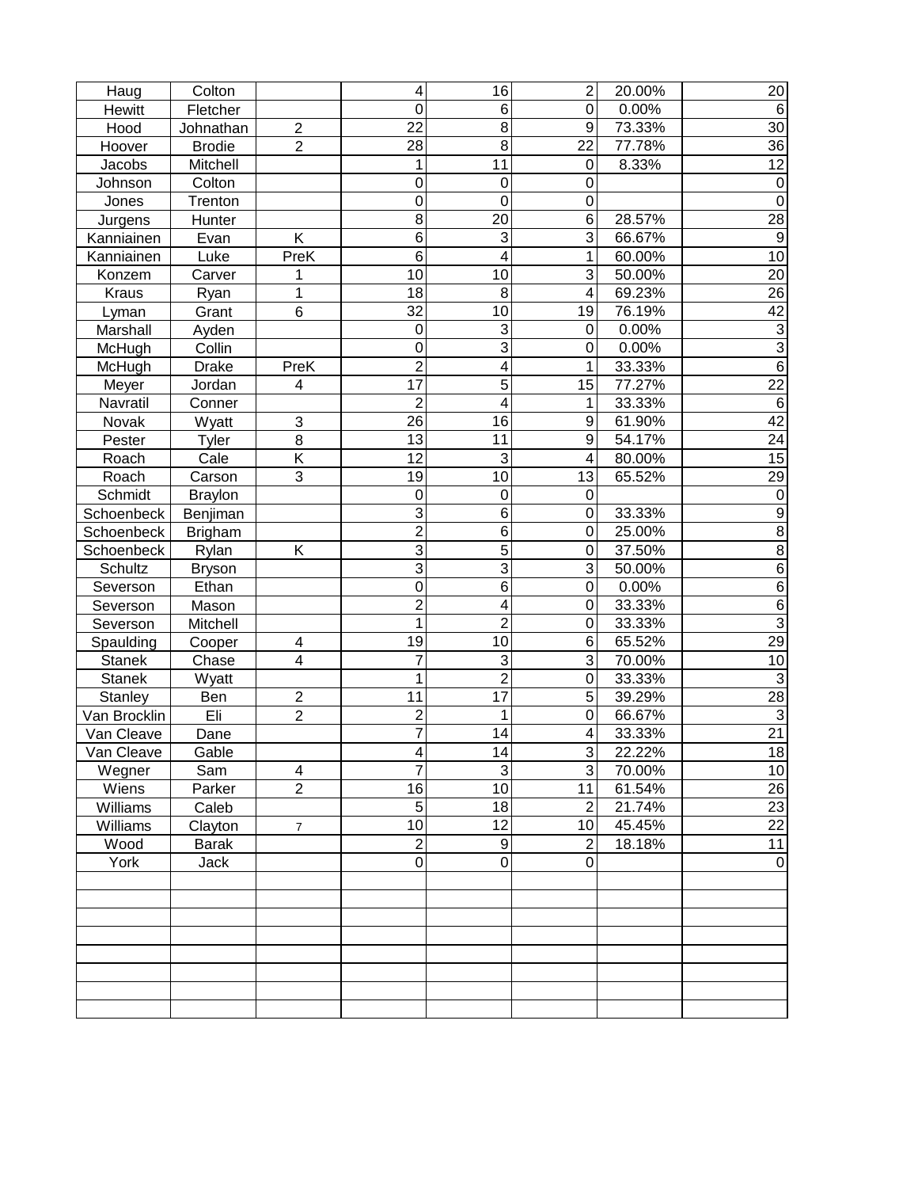| | | | | | | | |
|---|---|---|---|---|---|---|---|
| Haug | Colton | | 4 | 16 | 2 | 20.00% | 20 |
| Hewitt | Fletcher | | 0 | 6 | 0 | 0.00% | 6 |
| Hood | Johnathan | 2 | 22 | 8 | 9 | 73.33% | 30 |
| Hoover | Brodie | 2 | 28 | 8 | 22 | 77.78% | 36 |
| Jacobs | Mitchell | | 1 | 11 | 0 | 8.33% | 12 |
| Johnson | Colton | | 0 | 0 | 0 | | 0 |
| Jones | Trenton | | 0 | 0 | 0 | | 0 |
| Jurgens | Hunter | | 8 | 20 | 6 | 28.57% | 28 |
| Kanniainen | Evan | K | 6 | 3 | 3 | 66.67% | 9 |
| Kanniainen | Luke | PreK | 6 | 4 | 1 | 60.00% | 10 |
| Konzem | Carver | 1 | 10 | 10 | 3 | 50.00% | 20 |
| Kraus | Ryan | 1 | 18 | 8 | 4 | 69.23% | 26 |
| Lyman | Grant | 6 | 32 | 10 | 19 | 76.19% | 42 |
| Marshall | Ayden | | 0 | 3 | 0 | 0.00% | 3 |
| McHugh | Collin | | 0 | 3 | 0 | 0.00% | 3 |
| McHugh | Drake | PreK | 2 | 4 | 1 | 33.33% | 6 |
| Meyer | Jordan | 4 | 17 | 5 | 15 | 77.27% | 22 |
| Navratil | Conner | | 2 | 4 | 1 | 33.33% | 6 |
| Novak | Wyatt | 3 | 26 | 16 | 9 | 61.90% | 42 |
| Pester | Tyler | 8 | 13 | 11 | 9 | 54.17% | 24 |
| Roach | Cale | K | 12 | 3 | 4 | 80.00% | 15 |
| Roach | Carson | 3 | 19 | 10 | 13 | 65.52% | 29 |
| Schmidt | Braylon | | 0 | 0 | 0 | | 0 |
| Schoenbeck | Benjiman | | 3 | 6 | 0 | 33.33% | 9 |
| Schoenbeck | Brigham | | 2 | 6 | 0 | 25.00% | 8 |
| Schoenbeck | Rylan | K | 3 | 5 | 0 | 37.50% | 8 |
| Schultz | Bryson | | 3 | 3 | 3 | 50.00% | 6 |
| Severson | Ethan | | 0 | 6 | 0 | 0.00% | 6 |
| Severson | Mason | | 2 | 4 | 0 | 33.33% | 6 |
| Severson | Mitchell | | 1 | 2 | 0 | 33.33% | 3 |
| Spaulding | Cooper | 4 | 19 | 10 | 6 | 65.52% | 29 |
| Stanek | Chase | 4 | 7 | 3 | 3 | 70.00% | 10 |
| Stanek | Wyatt | | 1 | 2 | 0 | 33.33% | 3 |
| Stanley | Ben | 2 | 11 | 17 | 5 | 39.29% | 28 |
| Van Brocklin | Eli | 2 | 2 | 1 | 0 | 66.67% | 3 |
| Van Cleave | Dane | | 7 | 14 | 4 | 33.33% | 21 |
| Van Cleave | Gable | | 4 | 14 | 3 | 22.22% | 18 |
| Wegner | Sam | 4 | 7 | 3 | 3 | 70.00% | 10 |
| Wiens | Parker | 2 | 16 | 10 | 11 | 61.54% | 26 |
| Williams | Caleb | | 5 | 18 | 2 | 21.74% | 23 |
| Williams | Clayton | 7 | 10 | 12 | 10 | 45.45% | 22 |
| Wood | Barak | | 2 | 9 | 2 | 18.18% | 11 |
| York | Jack | | 0 | 0 | 0 | | 0 |